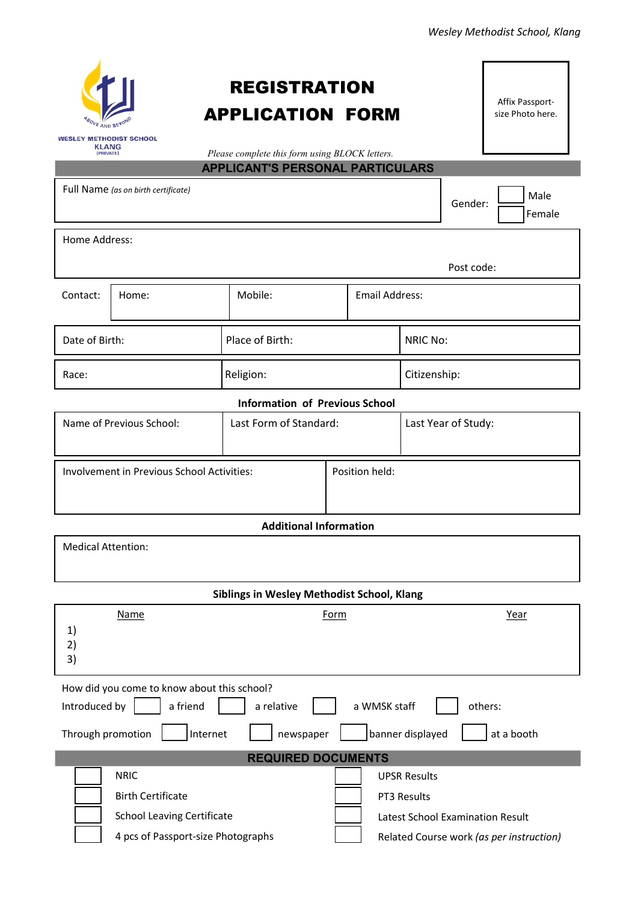Wesley Methodist School, Klang

ABOVE AND BEYOND

WESLEY METHODIST SCHOOL KLANG (PRIVATE)

# REGISTRATION APPLICATION FORM

Affix Passport-size Photo here.

*Please complete this form using BLOCK letters.*

## APPLICANT'S PERSONAL PARTICULARS

| Full Name *(as on birth certificate)* | Gender: ☐ Male ☐ Female |
|---|---|

| Home Address: Post code: |
|---|

| Contact: | Home: | Mobile: | Email Address: |
|---|---|---|---|

| Date of Birth: | Place of Birth: | NRIC No: |
|---|---|---|
| Race: | Religion: | Citizenship: |

**Information of Previous School**

| Name of Previous School: | Last Form of Standard: | Last Year of Study: |
|---|---|---|

| Involvement in Previous School Activities: | Position held: |
|---|---|

**Additional Information**

| Medical Attention: |
|---|

**Siblings in Wesley Methodist School, Klang**

| | Name | Form | Year |
|---|---|---|---|
| 1) | | | |
| 2) | | | |
| 3) | | | |

How did you come to know about this school?

Introduced by ☐ a friend ☐ a relative ☐ a WMSK staff ☐ others:

Through promotion ☐ Internet ☐ newspaper ☐ banner displayed ☐ at a booth

## REQUIRED DOCUMENTS

| | | | |
|---|---|---|---|
| ☐ | NRIC | ☐ | UPSR Results |
| ☐ | Birth Certificate | ☐ | PT3 Results |
| ☐ | School Leaving Certificate | ☐ | Latest School Examination Result |
| ☐ | 4 pcs of Passport-size Photographs | ☐ | Related Course work *(as per instruction)* |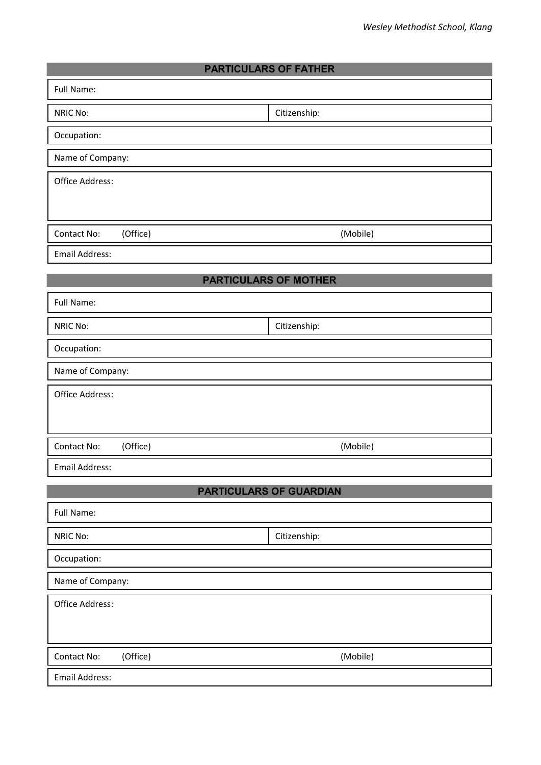## PARTICULARS OF FATHER

| Full Name: | |
|---|---|
| NRIC No: | Citizenship: |
| Occupation: | |
| Name of Company: | |
| Office Address: | |
| Contact No: (Office) | (Mobile) |
| Email Address: | |

## PARTICULARS OF MOTHER

| Full Name: | |
|---|---|
| NRIC No: | Citizenship: |
| Occupation: | |
| Name of Company: | |
| Office Address: | |
| Contact No: (Office) | (Mobile) |
| Email Address: | |

## PARTICULARS OF GUARDIAN

| Full Name: | |
|---|---|
| NRIC No: | Citizenship: |
| Occupation: | |
| Name of Company: | |
| Office Address: | |
| Contact No: (Office) | (Mobile) |
| Email Address: | |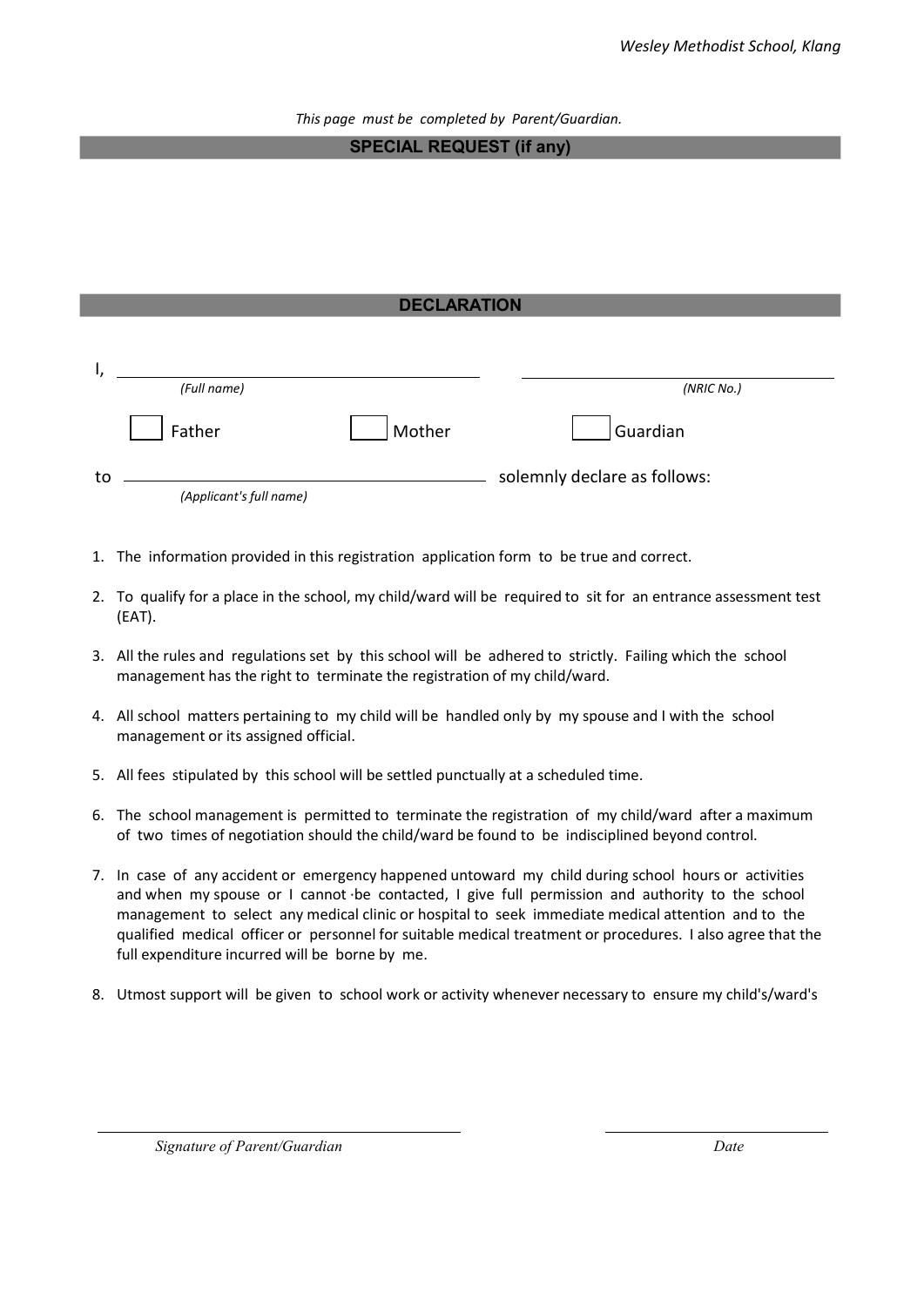*This page must be completed by Parent/Guardian.*

## SPECIAL REQUEST (if any)

## DECLARATION

I, ______________________________ ______________________________
*(Full name)* *(NRIC No.)*

☐ Father ☐ Mother ☐ Guardian

to ______________________________ solemnly declare as follows:
*(Applicant's full name)*

1. The information provided in this registration application form to be true and correct.
2. To qualify for a place in the school, my child/ward will be required to sit for an entrance assessment test (EAT).
3. All the rules and regulations set by this school will be adhered to strictly. Failing which the school management has the right to terminate the registration of my child/ward.
4. All school matters pertaining to my child will be handled only by my spouse and I with the school management or its assigned official.
5. All fees stipulated by this school will be settled punctually at a scheduled time.
6. The school management is permitted to terminate the registration of my child/ward after a maximum of two times of negotiation should the child/ward be found to be indisciplined beyond control.
7. In case of any accident or emergency happened untoward my child during school hours or activities and when my spouse or I cannot ·be contacted, I give full permission and authority to the school management to select any medical clinic or hospital to seek immediate medical attention and to the qualified medical officer or personnel for suitable medical treatment or procedures. I also agree that the full expenditure incurred will be borne by me.
8. Utmost support will be given to school work or activity whenever necessary to ensure my child's/ward's

______________________________ ______________________________
*Signature of Parent/Guardian* *Date*